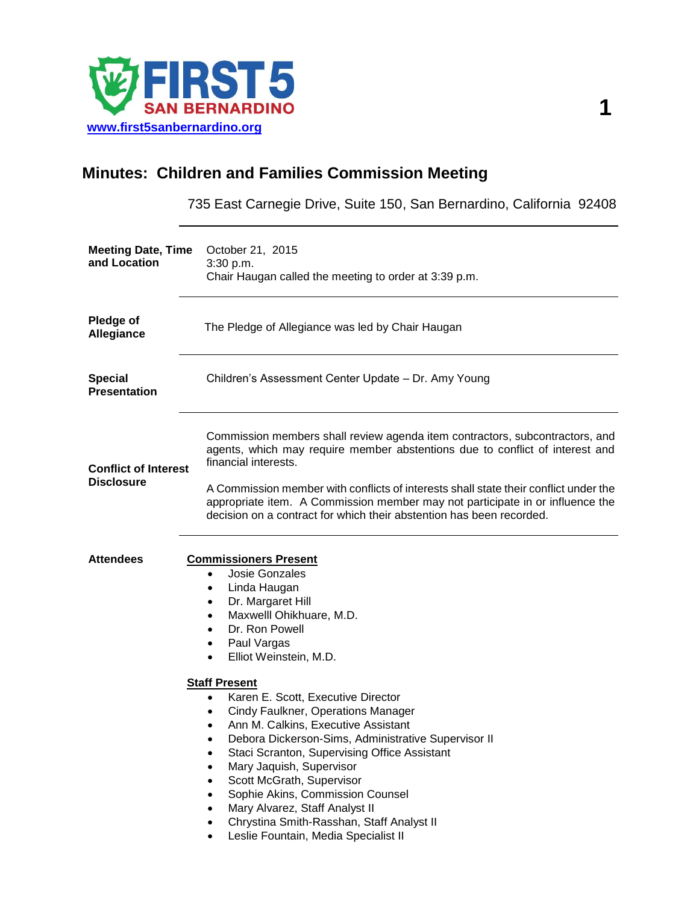FIRST 5 SAN BERNARDINO
www.first5sanbernardino.org

# Minutes: Children and Families Commission Meeting

735 East Carnegie Drive, Suite 150, San Bernardino, California 92408

**Meeting Date, Time and Location**

October 21, 2015
3:30 p.m.
Chair Haugan called the meeting to order at 3:39 p.m.

**Pledge of Allegiance**

The Pledge of Allegiance was led by Chair Haugan

**Special Presentation**

Children's Assessment Center Update – Dr. Amy Young

**Conflict of Interest Disclosure**

Commission members shall review agenda item contractors, subcontractors, and agents, which may require member abstentions due to conflict of interest and financial interests.

A Commission member with conflicts of interests shall state their conflict under the appropriate item. A Commission member may not participate in or influence the decision on a contract for which their abstention has been recorded.

**Attendees**

**Commissioners Present**

- Josie Gonzales
- Linda Haugan
- Dr. Margaret Hill
- Maxwelll Ohikhuare, M.D.
- Dr. Ron Powell
- Paul Vargas
- Elliot Weinstein, M.D.

**Staff Present**

- Karen E. Scott, Executive Director
- Cindy Faulkner, Operations Manager
- Ann M. Calkins, Executive Assistant
- Debora Dickerson-Sims, Administrative Supervisor II
- Staci Scranton, Supervising Office Assistant
- Mary Jaquish, Supervisor
- Scott McGrath, Supervisor
- Sophie Akins, Commission Counsel
- Mary Alvarez, Staff Analyst II
- Chrystina Smith-Rasshan, Staff Analyst II
- Leslie Fountain, Media Specialist II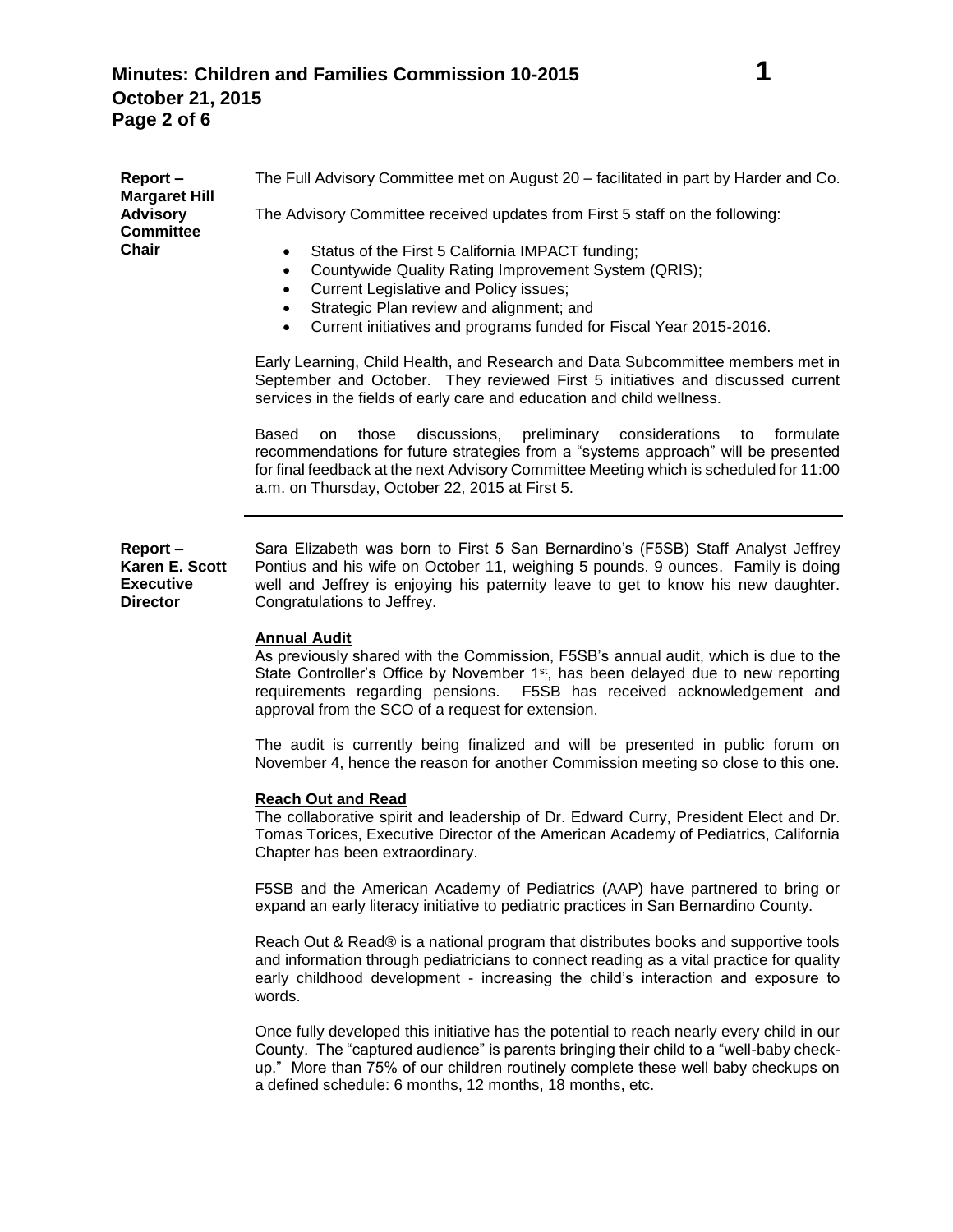**Report – Margaret Hill Advisory Committee Chair**

The Full Advisory Committee met on August 20 – facilitated in part by Harder and Co.

The Advisory Committee received updates from First 5 staff on the following:

- Status of the First 5 California IMPACT funding;
- Countywide Quality Rating Improvement System (QRIS);
- Current Legislative and Policy issues;
- Strategic Plan review and alignment; and
- Current initiatives and programs funded for Fiscal Year 2015-2016.

Early Learning, Child Health, and Research and Data Subcommittee members met in September and October. They reviewed First 5 initiatives and discussed current services in the fields of early care and education and child wellness.

Based on those discussions, preliminary considerations to formulate recommendations for future strategies from a "systems approach" will be presented for final feedback at the next Advisory Committee Meeting which is scheduled for 11:00 a.m. on Thursday, October 22, 2015 at First 5.

---

**Report – Karen E. Scott Executive Director**

Sara Elizabeth was born to First 5 San Bernardino's (F5SB) Staff Analyst Jeffrey Pontius and his wife on October 11, weighing 5 pounds. 9 ounces. Family is doing well and Jeffrey is enjoying his paternity leave to get to know his new daughter. Congratulations to Jeffrey.

**Annual Audit**

As previously shared with the Commission, F5SB's annual audit, which is due to the State Controller's Office by November 1st, has been delayed due to new reporting requirements regarding pensions. F5SB has received acknowledgement and approval from the SCO of a request for extension.

The audit is currently being finalized and will be presented in public forum on November 4, hence the reason for another Commission meeting so close to this one.

**Reach Out and Read**

The collaborative spirit and leadership of Dr. Edward Curry, President Elect and Dr. Tomas Torices, Executive Director of the American Academy of Pediatrics, California Chapter has been extraordinary.

F5SB and the American Academy of Pediatrics (AAP) have partnered to bring or expand an early literacy initiative to pediatric practices in San Bernardino County.

Reach Out & Read® is a national program that distributes books and supportive tools and information through pediatricians to connect reading as a vital practice for quality early childhood development - increasing the child's interaction and exposure to words.

Once fully developed this initiative has the potential to reach nearly every child in our County. The "captured audience" is parents bringing their child to a "well-baby check-up." More than 75% of our children routinely complete these well baby checkups on a defined schedule: 6 months, 12 months, 18 months, etc.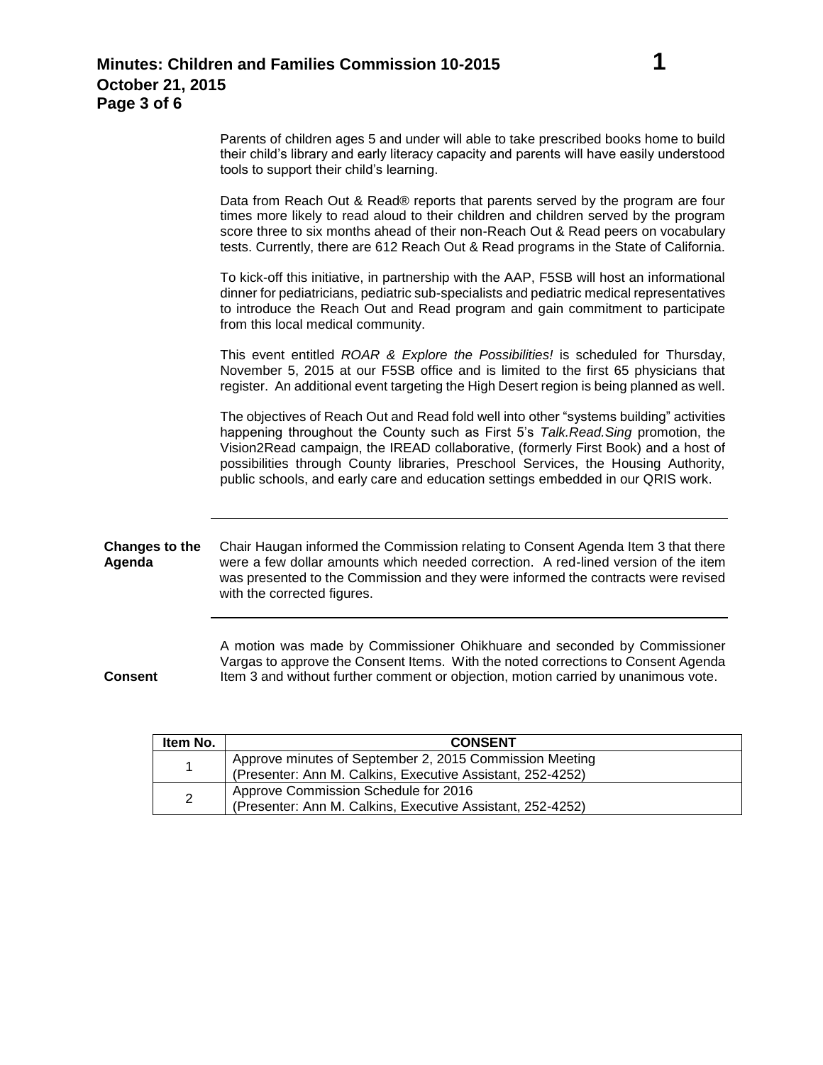Parents of children ages 5 and under will able to take prescribed books home to build their child's library and early literacy capacity and parents will have easily understood tools to support their child's learning.

Data from Reach Out & Read® reports that parents served by the program are four times more likely to read aloud to their children and children served by the program score three to six months ahead of their non-Reach Out & Read peers on vocabulary tests. Currently, there are 612 Reach Out & Read programs in the State of California.

To kick-off this initiative, in partnership with the AAP, F5SB will host an informational dinner for pediatricians, pediatric sub-specialists and pediatric medical representatives to introduce the Reach Out and Read program and gain commitment to participate from this local medical community.

This event entitled *ROAR & Explore the Possibilities!* is scheduled for Thursday, November 5, 2015 at our F5SB office and is limited to the first 65 physicians that register. An additional event targeting the High Desert region is being planned as well.

The objectives of Reach Out and Read fold well into other "systems building" activities happening throughout the County such as First 5's *Talk.Read.Sing* promotion, the Vision2Read campaign, the IREAD collaborative, (formerly First Book) and a host of possibilities through County libraries, Preschool Services, the Housing Authority, public schools, and early care and education settings embedded in our QRIS work.

---

**Changes to the Agenda**

Chair Haugan informed the Commission relating to Consent Agenda Item 3 that there were a few dollar amounts which needed correction. A red-lined version of the item was presented to the Commission and they were informed the contracts were revised with the corrected figures.

---

**Consent**

A motion was made by Commissioner Ohikhuare and seconded by Commissioner Vargas to approve the Consent Items. With the noted corrections to Consent Agenda Item 3 and without further comment or objection, motion carried by unanimous vote.

| Item No. | CONSENT |
|---|---|
| 1 | Approve minutes of September 2, 2015 Commission Meeting (Presenter: Ann M. Calkins, Executive Assistant, 252-4252) |
| 2 | Approve Commission Schedule for 2016 (Presenter: Ann M. Calkins, Executive Assistant, 252-4252) |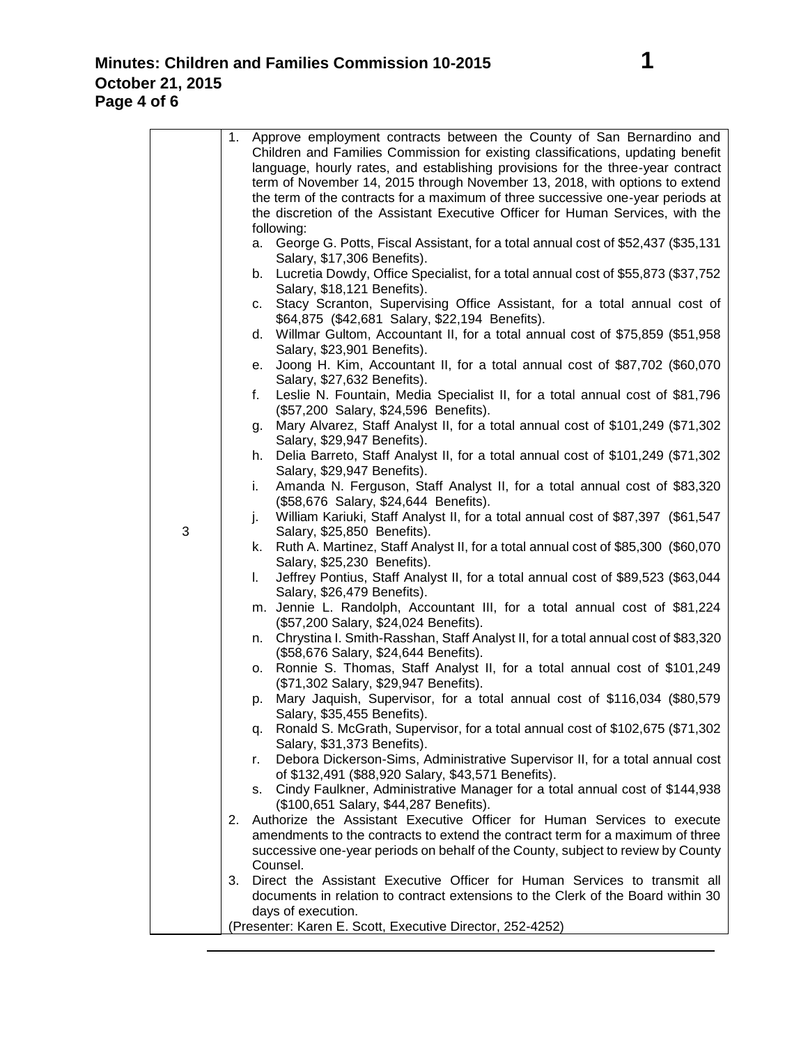| | |
|---|---|
| 3 | 1. Approve employment contracts between the County of San Bernardino and Children and Families Commission for existing classifications, updating benefit language, hourly rates, and establishing provisions for the three-year contract term of November 14, 2015 through November 13, 2018, with options to extend the term of the contracts for a maximum of three successive one-year periods at the discretion of the Assistant Executive Officer for Human Services, with the following:<br>a. George G. Potts, Fiscal Assistant, for a total annual cost of $52,437 ($35,131 Salary, $17,306 Benefits).<br>b. Lucretia Dowdy, Office Specialist, for a total annual cost of $55,873 ($37,752 Salary, $18,121 Benefits).<br>c. Stacy Scranton, Supervising Office Assistant, for a total annual cost of $64,875 ($42,681 Salary, $22,194 Benefits).<br>d. Willmar Gultom, Accountant II, for a total annual cost of $75,859 ($51,958 Salary, $23,901 Benefits).<br>e. Joong H. Kim, Accountant II, for a total annual cost of $87,702 ($60,070 Salary, $27,632 Benefits).<br>f. Leslie N. Fountain, Media Specialist II, for a total annual cost of $81,796 ($57,200 Salary, $24,596 Benefits).<br>g. Mary Alvarez, Staff Analyst II, for a total annual cost of $101,249 ($71,302 Salary, $29,947 Benefits).<br>h. Delia Barreto, Staff Analyst II, for a total annual cost of $101,249 ($71,302 Salary, $29,947 Benefits).<br>i. Amanda N. Ferguson, Staff Analyst II, for a total annual cost of $83,320 ($58,676 Salary, $24,644 Benefits).<br>j. William Kariuki, Staff Analyst II, for a total annual cost of $87,397 ($61,547 Salary, $25,850 Benefits).<br>k. Ruth A. Martinez, Staff Analyst II, for a total annual cost of $85,300 ($60,070 Salary, $25,230 Benefits).<br>l. Jeffrey Pontius, Staff Analyst II, for a total annual cost of $89,523 ($63,044 Salary, $26,479 Benefits).<br>m. Jennie L. Randolph, Accountant III, for a total annual cost of $81,224 ($57,200 Salary, $24,024 Benefits).<br>n. Chrystina I. Smith-Rasshan, Staff Analyst II, for a total annual cost of $83,320 ($58,676 Salary, $24,644 Benefits).<br>o. Ronnie S. Thomas, Staff Analyst II, for a total annual cost of $101,249 ($71,302 Salary, $29,947 Benefits).<br>p. Mary Jaquish, Supervisor, for a total annual cost of $116,034 ($80,579 Salary, $35,455 Benefits).<br>q. Ronald S. McGrath, Supervisor, for a total annual cost of $102,675 ($71,302 Salary, $31,373 Benefits).<br>r. Debora Dickerson-Sims, Administrative Supervisor II, for a total annual cost of $132,491 ($88,920 Salary, $43,571 Benefits).<br>s. Cindy Faulkner, Administrative Manager for a total annual cost of $144,938 ($100,651 Salary, $44,287 Benefits).<br>2. Authorize the Assistant Executive Officer for Human Services to execute amendments to the contracts to extend the contract term for a maximum of three successive one-year periods on behalf of the County, subject to review by County Counsel.<br>3. Direct the Assistant Executive Officer for Human Services to transmit all documents in relation to contract extensions to the Clerk of the Board within 30 days of execution.<br>(Presenter: Karen E. Scott, Executive Director, 252-4252) |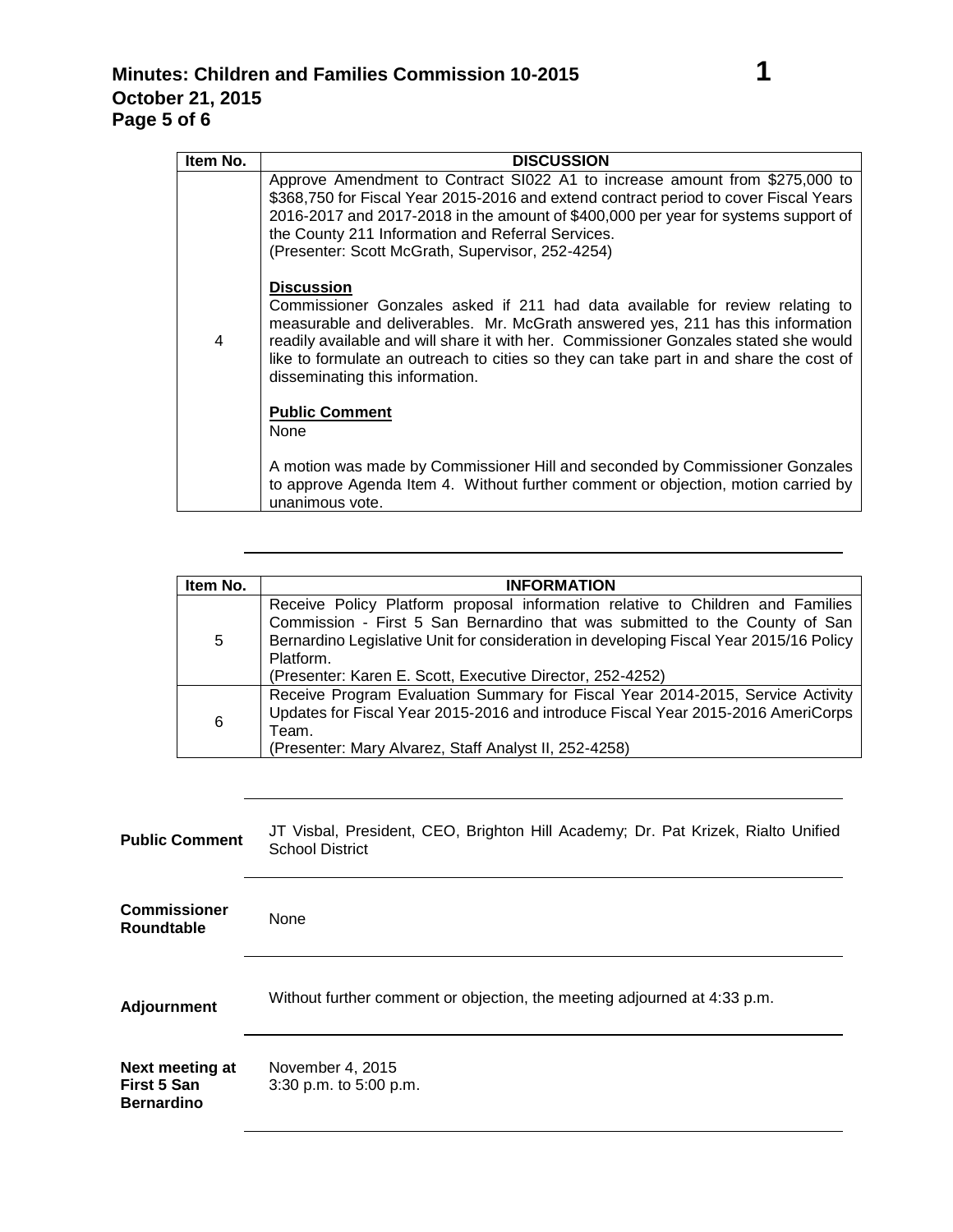| Item No. | DISCUSSION |
|---|---|
| 4 | Approve Amendment to Contract SI022 A1 to increase amount from $275,000 to $368,750 for Fiscal Year 2015-2016 and extend contract period to cover Fiscal Years 2016-2017 and 2017-2018 in the amount of $400,000 per year for systems support of the County 211 Information and Referral Services.<br>(Presenter: Scott McGrath, Supervisor, 252-4254)<br><br>**Discussion**<br>Commissioner Gonzales asked if 211 had data available for review relating to measurable and deliverables. Mr. McGrath answered yes, 211 has this information readily available and will share it with her. Commissioner Gonzales stated she would like to formulate an outreach to cities so they can take part in and share the cost of disseminating this information.<br><br>**Public Comment**<br>None<br><br>A motion was made by Commissioner Hill and seconded by Commissioner Gonzales to approve Agenda Item 4. Without further comment or objection, motion carried by unanimous vote. |

| Item No. | INFORMATION |
|---|---|
| 5 | Receive Policy Platform proposal information relative to Children and Families Commission - First 5 San Bernardino that was submitted to the County of San Bernardino Legislative Unit for consideration in developing Fiscal Year 2015/16 Policy Platform.<br>(Presenter: Karen E. Scott, Executive Director, 252-4252) |
| 6 | Receive Program Evaluation Summary for Fiscal Year 2014-2015, Service Activity Updates for Fiscal Year 2015-2016 and introduce Fiscal Year 2015-2016 AmeriCorps Team.<br>(Presenter: Mary Alvarez, Staff Analyst II, 252-4258) |

**Public Comment**

JT Visbal, President, CEO, Brighton Hill Academy; Dr. Pat Krizek, Rialto Unified School District

**Commissioner Roundtable**

None

**Adjournment**

Without further comment or objection, the meeting adjourned at 4:33 p.m.

**Next meeting at First 5 San Bernardino**

November 4, 2015
3:30 p.m. to 5:00 p.m.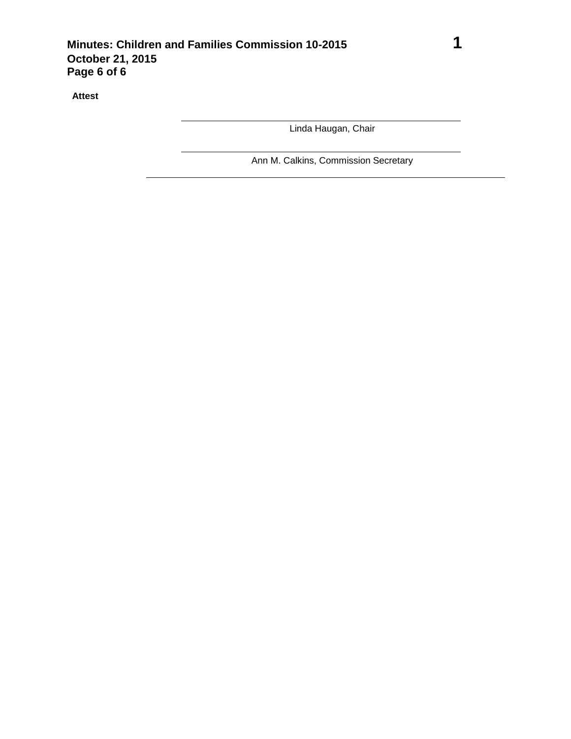**Attest**

---

Linda Haugan, Chair

---

Ann M. Calkins, Commission Secretary

---